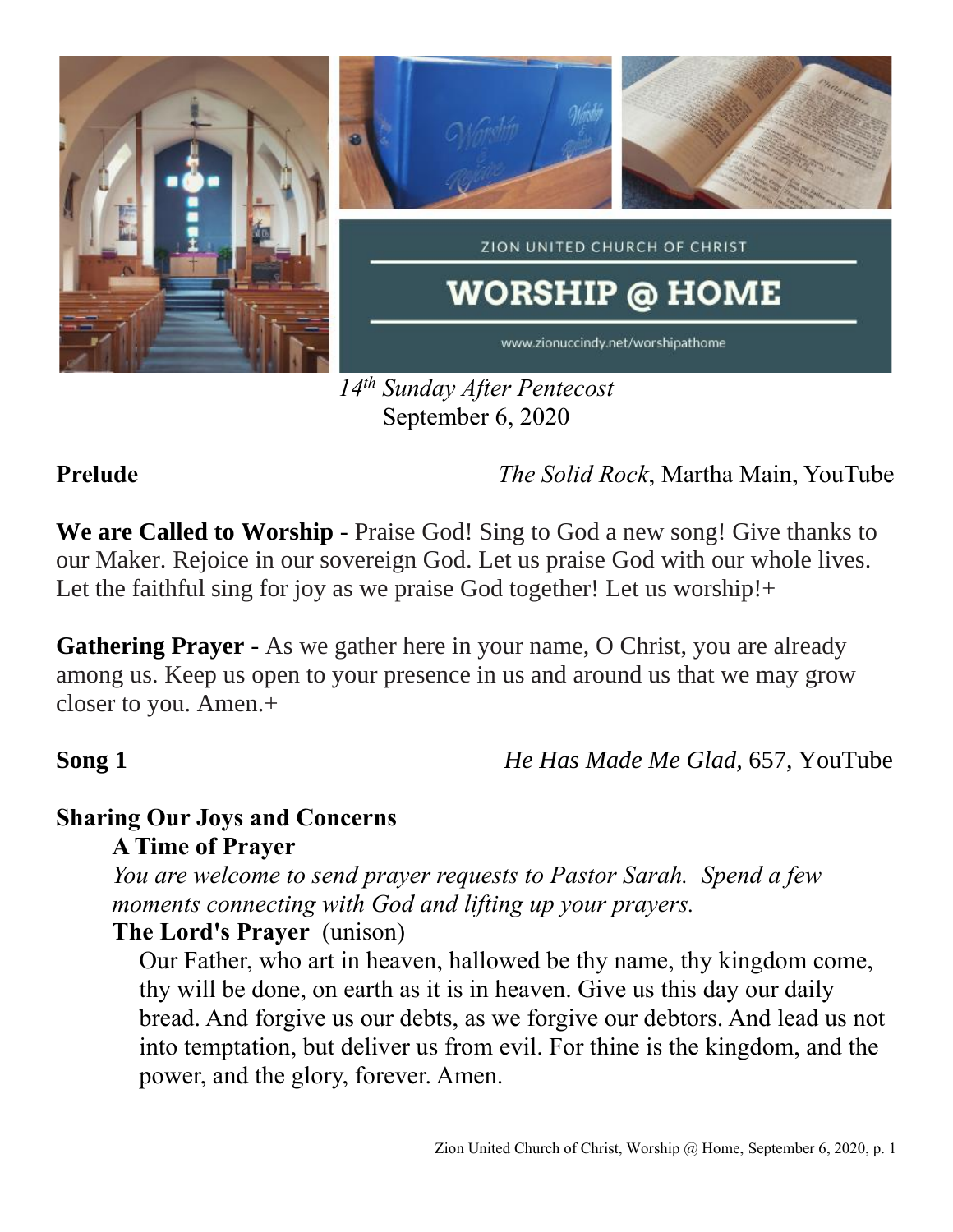ZION UNITED CHURCH OF CHRIST

# WORSHIP @ HOME

www.zionuccindy.net/worshipathome

*14th Sunday After Pentecost*
September 6, 2020

**Prelude** *The Solid Rock*, Martha Main, YouTube

**We are Called to Worship** - Praise God! Sing to God a new song! Give thanks to our Maker. Rejoice in our sovereign God. Let us praise God with our whole lives. Let the faithful sing for joy as we praise God together! Let us worship!+

**Gathering Prayer** - As we gather here in your name, O Christ, you are already among us. Keep us open to your presence in us and around us that we may grow closer to you. Amen.+

**Song 1** *He Has Made Me Glad*, 657, YouTube

**Sharing Our Joys and Concerns**

**A Time of Prayer**

*You are welcome to send prayer requests to Pastor Sarah. Spend a few moments connecting with God and lifting up your prayers.*

**The Lord's Prayer** (unison)

Our Father, who art in heaven, hallowed be thy name, thy kingdom come, thy will be done, on earth as it is in heaven. Give us this day our daily bread. And forgive us our debts, as we forgive our debtors. And lead us not into temptation, but deliver us from evil. For thine is the kingdom, and the power, and the glory, forever. Amen.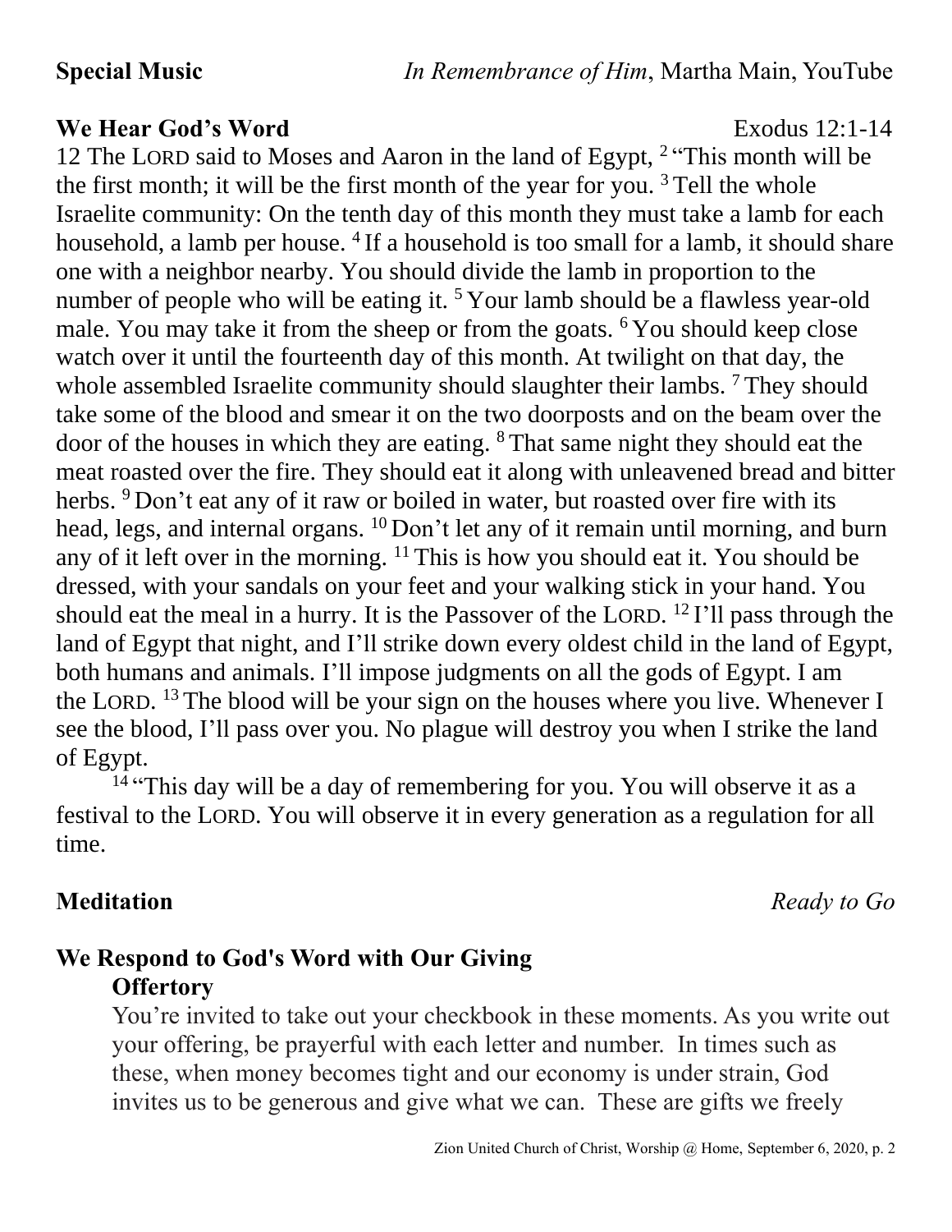**Special Music** *In Remembrance of Him*, Martha Main, YouTube

**We Hear God's Word** Exodus 12:1-14

12 The LORD said to Moses and Aaron in the land of Egypt, [2] "This month will be the first month; it will be the first month of the year for you. [3] Tell the whole Israelite community: On the tenth day of this month they must take a lamb for each household, a lamb per house. [4] If a household is too small for a lamb, it should share one with a neighbor nearby. You should divide the lamb in proportion to the number of people who will be eating it. [5] Your lamb should be a flawless year-old male. You may take it from the sheep or from the goats. [6] You should keep close watch over it until the fourteenth day of this month. At twilight on that day, the whole assembled Israelite community should slaughter their lambs. [7] They should take some of the blood and smear it on the two doorposts and on the beam over the door of the houses in which they are eating. [8] That same night they should eat the meat roasted over the fire. They should eat it along with unleavened bread and bitter herbs. [9] Don't eat any of it raw or boiled in water, but roasted over fire with its head, legs, and internal organs. [10] Don't let any of it remain until morning, and burn any of it left over in the morning. [11] This is how you should eat it. You should be dressed, with your sandals on your feet and your walking stick in your hand. You should eat the meal in a hurry. It is the Passover of the LORD. [12] I'll pass through the land of Egypt that night, and I'll strike down every oldest child in the land of Egypt, both humans and animals. I'll impose judgments on all the gods of Egypt. I am the LORD. [13] The blood will be your sign on the houses where you live. Whenever I see the blood, I'll pass over you. No plague will destroy you when I strike the land of Egypt.

[14] "This day will be a day of remembering for you. You will observe it as a festival to the LORD. You will observe it in every generation as a regulation for all time.

**Meditation** *Ready to Go*

**We Respond to God's Word with Our Giving**

**Offertory**

You're invited to take out your checkbook in these moments. As you write out your offering, be prayerful with each letter and number. In times such as these, when money becomes tight and our economy is under strain, God invites us to be generous and give what we can. These are gifts we freely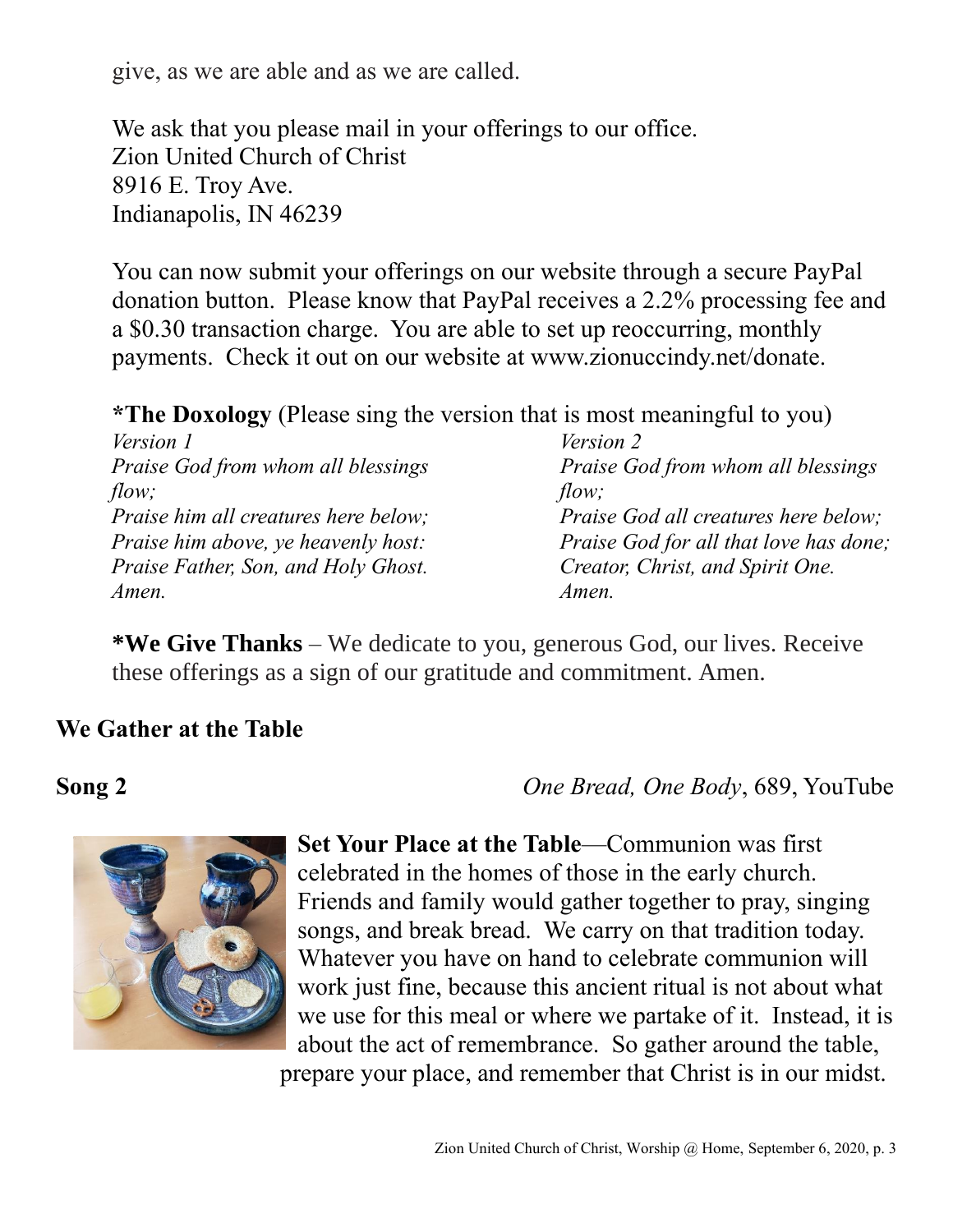give, as we are able and as we are called.

We ask that you please mail in your offerings to our office.
Zion United Church of Christ
8916 E. Troy Ave.
Indianapolis, IN 46239

You can now submit your offerings on our website through a secure PayPal donation button. Please know that PayPal receives a 2.2% processing fee and a $0.30 transaction charge. You are able to set up reoccurring, monthly payments. Check it out on our website at www.zionuccindy.net/donate.

**\*The Doxology** (Please sing the version that is most meaningful to you)

*Version 1*
*Praise God from whom all blessings flow;*
*Praise him all creatures here below;*
*Praise him above, ye heavenly host:*
*Praise Father, Son, and Holy Ghost.*
*Amen.*

*Version 2*
*Praise God from whom all blessings flow;*
*Praise God all creatures here below;*
*Praise God for all that love has done;*
*Creator, Christ, and Spirit One.*
*Amen.*

**\*We Give Thanks** – We dedicate to you, generous God, our lives. Receive these offerings as a sign of our gratitude and commitment. Amen.

## We Gather at the Table

**Song 2** *One Bread, One Body*, 689, YouTube

**Set Your Place at the Table**—Communion was first celebrated in the homes of those in the early church. Friends and family would gather together to pray, singing songs, and break bread. We carry on that tradition today. Whatever you have on hand to celebrate communion will work just fine, because this ancient ritual is not about what we use for this meal or where we partake of it. Instead, it is about the act of remembrance. So gather around the table, prepare your place, and remember that Christ is in our midst.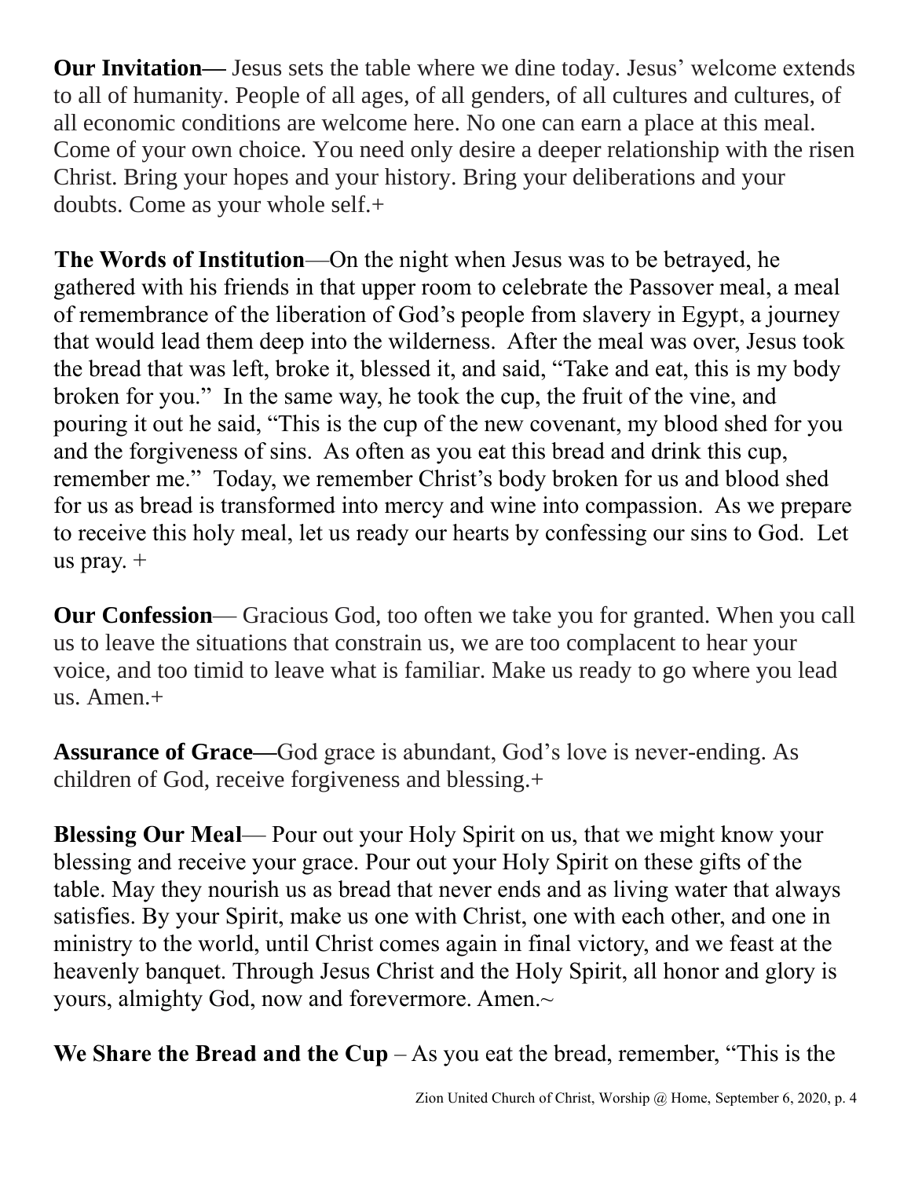**Our Invitation—** Jesus sets the table where we dine today. Jesus' welcome extends to all of humanity. People of all ages, of all genders, of all cultures and cultures, of all economic conditions are welcome here. No one can earn a place at this meal. Come of your own choice. You need only desire a deeper relationship with the risen Christ. Bring your hopes and your history. Bring your deliberations and your doubts. Come as your whole self.+

**The Words of Institution**—On the night when Jesus was to be betrayed, he gathered with his friends in that upper room to celebrate the Passover meal, a meal of remembrance of the liberation of God's people from slavery in Egypt, a journey that would lead them deep into the wilderness. After the meal was over, Jesus took the bread that was left, broke it, blessed it, and said, "Take and eat, this is my body broken for you." In the same way, he took the cup, the fruit of the vine, and pouring it out he said, "This is the cup of the new covenant, my blood shed for you and the forgiveness of sins. As often as you eat this bread and drink this cup, remember me." Today, we remember Christ's body broken for us and blood shed for us as bread is transformed into mercy and wine into compassion. As we prepare to receive this holy meal, let us ready our hearts by confessing our sins to God. Let us pray. +

**Our Confession**— Gracious God, too often we take you for granted. When you call us to leave the situations that constrain us, we are too complacent to hear your voice, and too timid to leave what is familiar. Make us ready to go where you lead us. Amen.+

**Assurance of Grace—**God grace is abundant, God's love is never-ending. As children of God, receive forgiveness and blessing.+

**Blessing Our Meal**— Pour out your Holy Spirit on us, that we might know your blessing and receive your grace. Pour out your Holy Spirit on these gifts of the table. May they nourish us as bread that never ends and as living water that always satisfies. By your Spirit, make us one with Christ, one with each other, and one in ministry to the world, until Christ comes again in final victory, and we feast at the heavenly banquet. Through Jesus Christ and the Holy Spirit, all honor and glory is yours, almighty God, now and forevermore. Amen.~

**We Share the Bread and the Cup** – As you eat the bread, remember, "This is the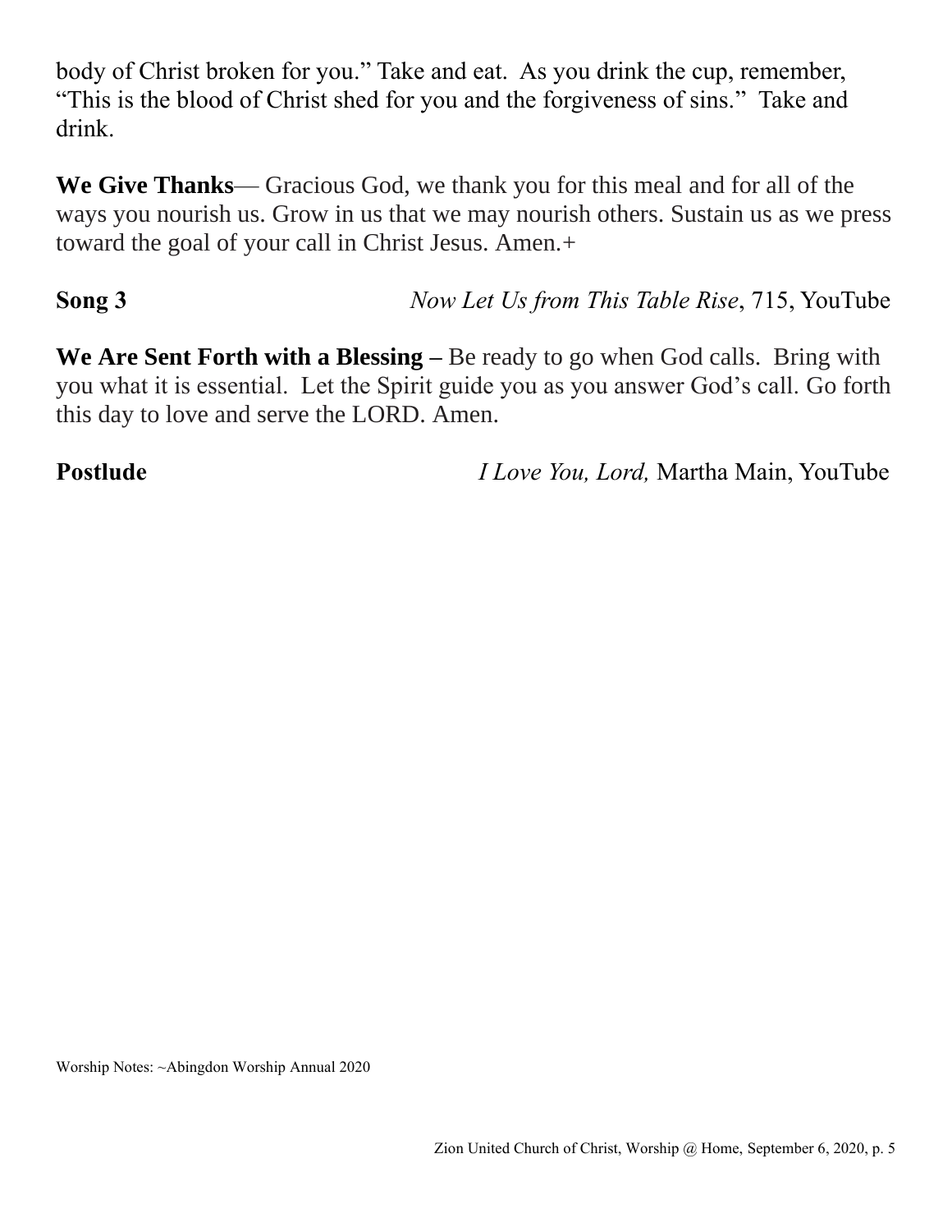body of Christ broken for you." Take and eat. As you drink the cup, remember, "This is the blood of Christ shed for you and the forgiveness of sins." Take and drink.

**We Give Thanks**— Gracious God, we thank you for this meal and for all of the ways you nourish us. Grow in us that we may nourish others. Sustain us as we press toward the goal of your call in Christ Jesus. Amen.+

**Song 3** *Now Let Us from This Table Rise*, 715, YouTube

**We Are Sent Forth with a Blessing –** Be ready to go when God calls. Bring with you what it is essential. Let the Spirit guide you as you answer God's call. Go forth this day to love and serve the LORD. Amen.

**Postlude** *I Love You, Lord,* Martha Main, YouTube

Worship Notes: ~Abingdon Worship Annual 2020